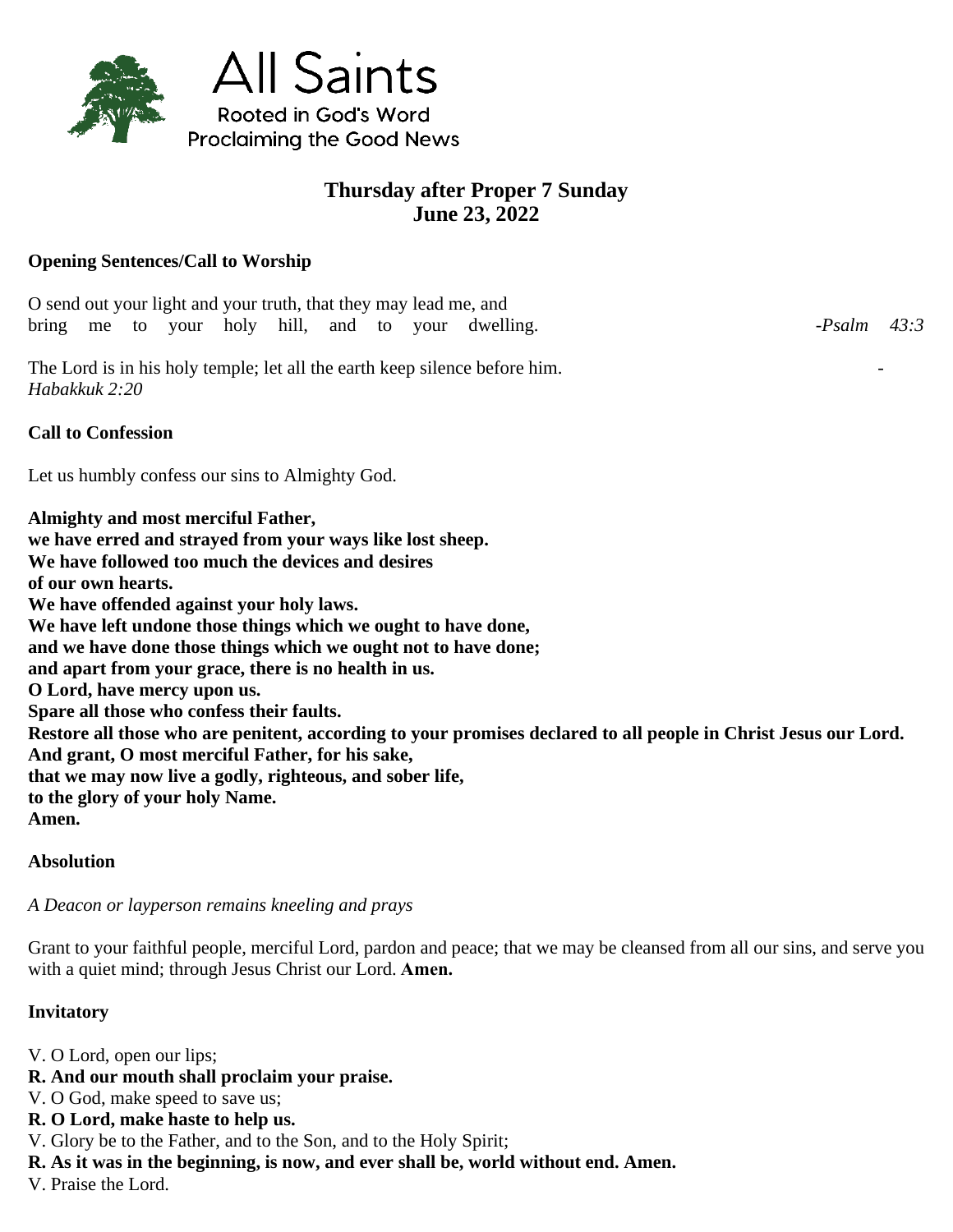# All Saints

Rooted in God's Word
Proclaiming the Good News

## Thursday after Proper 7 Sunday
## June 23, 2022

**Opening Sentences/Call to Worship**

O send out your light and your truth, that they may lead me, and bring me to your holy hill, and to your dwelling. *-Psalm 43:3*

The Lord is in his holy temple; let all the earth keep silence before him. *-Habakkuk 2:20*

**Call to Confession**

Let us humbly confess our sins to Almighty God.

**Almighty and most merciful Father,**
**we have erred and strayed from your ways like lost sheep.**
**We have followed too much the devices and desires**
**of our own hearts.**
**We have offended against your holy laws.**
**We have left undone those things which we ought to have done,**
**and we have done those things which we ought not to have done;**
**and apart from your grace, there is no health in us.**
**O Lord, have mercy upon us.**
**Spare all those who confess their faults.**
**Restore all those who are penitent, according to your promises declared to all people in Christ Jesus our Lord.**
**And grant, O most merciful Father, for his sake,**
**that we may now live a godly, righteous, and sober life,**
**to the glory of your holy Name.**
**Amen.**

**Absolution**

*A Deacon or layperson remains kneeling and prays*

Grant to your faithful people, merciful Lord, pardon and peace; that we may be cleansed from all our sins, and serve you with a quiet mind; through Jesus Christ our Lord. **Amen.**

**Invitatory**

V. O Lord, open our lips;
**R. And our mouth shall proclaim your praise.**
V. O God, make speed to save us;
**R. O Lord, make haste to help us.**
V. Glory be to the Father, and to the Son, and to the Holy Spirit;
**R. As it was in the beginning, is now, and ever shall be, world without end. Amen.**
V. Praise the Lord.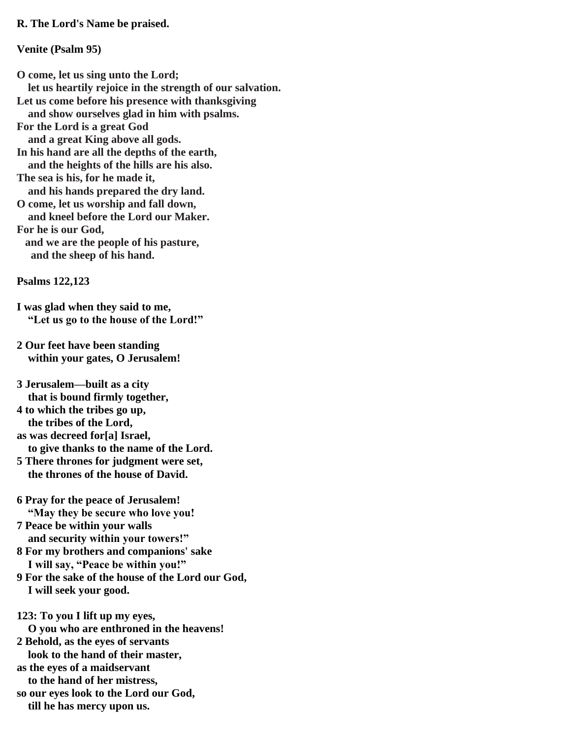**R. The Lord's Name be praised.**

**Venite (Psalm 95)**

**O come, let us sing unto the Lord;**
**let us heartily rejoice in the strength of our salvation.**
**Let us come before his presence with thanksgiving**
**and show ourselves glad in him with psalms.**
**For the Lord is a great God**
**and a great King above all gods.**
**In his hand are all the depths of the earth,**
**and the heights of the hills are his also.**
**The sea is his, for he made it,**
**and his hands prepared the dry land.**
**O come, let us worship and fall down,**
**and kneel before the Lord our Maker.**
**For he is our God,**
**and we are the people of his pasture,**
**and the sheep of his hand.**

**Psalms 122,123**

**I was glad when they said to me,**
**"Let us go to the house of the Lord!"**

**2 Our feet have been standing**
**within your gates, O Jerusalem!**

**3 Jerusalem—built as a city**
**that is bound firmly together,**
**4 to which the tribes go up,**
**the tribes of the Lord,**
**as was decreed for[a] Israel,**
**to give thanks to the name of the Lord.**
**5 There thrones for judgment were set,**
**the thrones of the house of David.**

**6 Pray for the peace of Jerusalem!**
**"May they be secure who love you!**
**7 Peace be within your walls**
**and security within your towers!"**
**8 For my brothers and companions' sake**
**I will say, "Peace be within you!"**
**9 For the sake of the house of the Lord our God,**
**I will seek your good.**

**123: To you I lift up my eyes,**
**O you who are enthroned in the heavens!**
**2 Behold, as the eyes of servants**
**look to the hand of their master,**
**as the eyes of a maidservant**
**to the hand of her mistress,**
**so our eyes look to the Lord our God,**
**till he has mercy upon us.**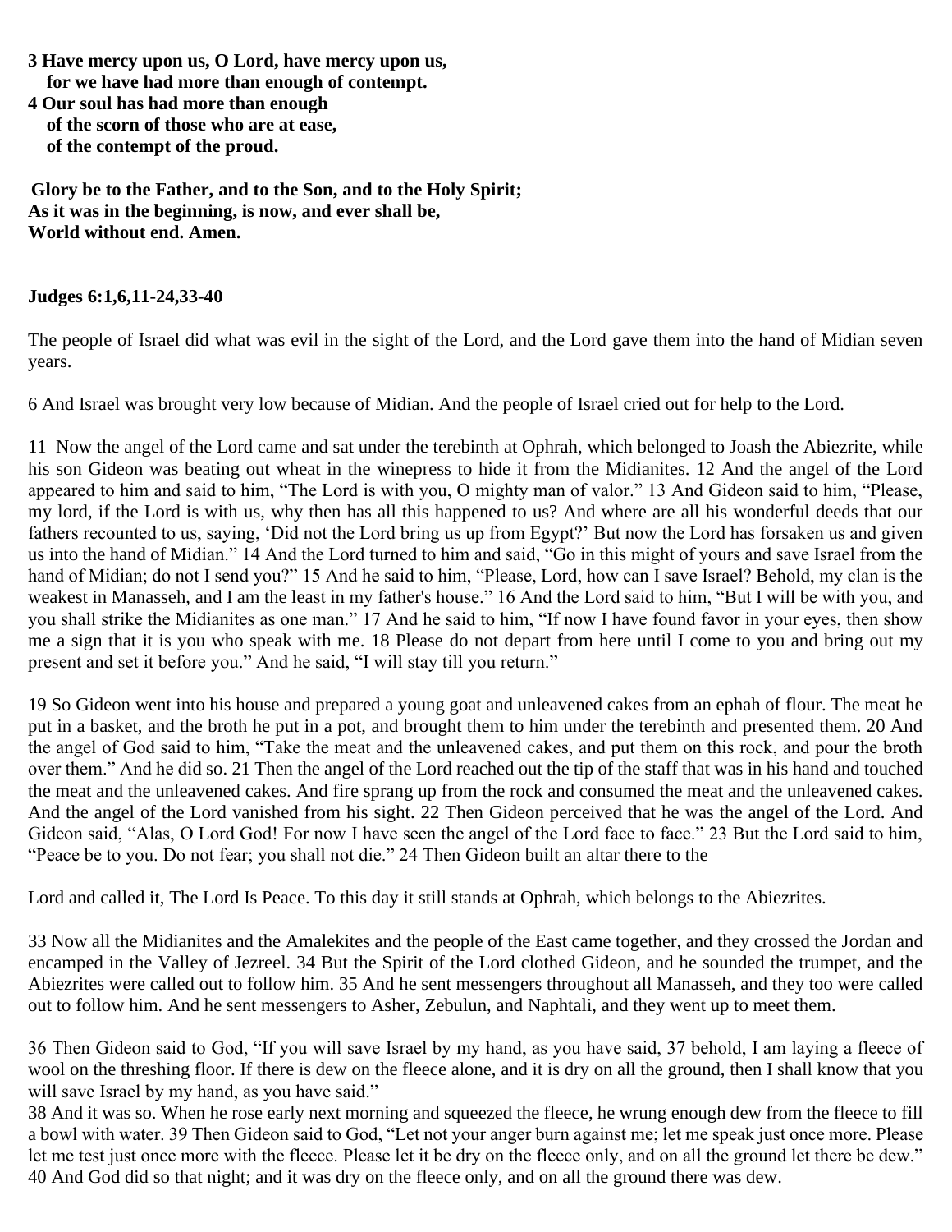**3 Have mercy upon us, O Lord, have mercy upon us,**
**for we have had more than enough of contempt.**
**4 Our soul has had more than enough**
**of the scorn of those who are at ease,**
**of the contempt of the proud.**

**Glory be to the Father, and to the Son, and to the Holy Spirit;**
**As it was in the beginning, is now, and ever shall be,**
**World without end. Amen.**

**Judges 6:1,6,11-24,33-40**

The people of Israel did what was evil in the sight of the Lord, and the Lord gave them into the hand of Midian seven years.

6 And Israel was brought very low because of Midian. And the people of Israel cried out for help to the Lord.

11 Now the angel of the Lord came and sat under the terebinth at Ophrah, which belonged to Joash the Abiezrite, while his son Gideon was beating out wheat in the winepress to hide it from the Midianites. 12 And the angel of the Lord appeared to him and said to him, "The Lord is with you, O mighty man of valor." 13 And Gideon said to him, "Please, my lord, if the Lord is with us, why then has all this happened to us? And where are all his wonderful deeds that our fathers recounted to us, saying, 'Did not the Lord bring us up from Egypt?' But now the Lord has forsaken us and given us into the hand of Midian." 14 And the Lord turned to him and said, "Go in this might of yours and save Israel from the hand of Midian; do not I send you?" 15 And he said to him, "Please, Lord, how can I save Israel? Behold, my clan is the weakest in Manasseh, and I am the least in my father's house." 16 And the Lord said to him, "But I will be with you, and you shall strike the Midianites as one man." 17 And he said to him, "If now I have found favor in your eyes, then show me a sign that it is you who speak with me. 18 Please do not depart from here until I come to you and bring out my present and set it before you." And he said, "I will stay till you return."

19 So Gideon went into his house and prepared a young goat and unleavened cakes from an ephah of flour. The meat he put in a basket, and the broth he put in a pot, and brought them to him under the terebinth and presented them. 20 And the angel of God said to him, "Take the meat and the unleavened cakes, and put them on this rock, and pour the broth over them." And he did so. 21 Then the angel of the Lord reached out the tip of the staff that was in his hand and touched the meat and the unleavened cakes. And fire sprang up from the rock and consumed the meat and the unleavened cakes. And the angel of the Lord vanished from his sight. 22 Then Gideon perceived that he was the angel of the Lord. And Gideon said, "Alas, O Lord God! For now I have seen the angel of the Lord face to face." 23 But the Lord said to him, "Peace be to you. Do not fear; you shall not die." 24 Then Gideon built an altar there to the

Lord and called it, The Lord Is Peace. To this day it still stands at Ophrah, which belongs to the Abiezrites.

33 Now all the Midianites and the Amalekites and the people of the East came together, and they crossed the Jordan and encamped in the Valley of Jezreel. 34 But the Spirit of the Lord clothed Gideon, and he sounded the trumpet, and the Abiezrites were called out to follow him. 35 And he sent messengers throughout all Manasseh, and they too were called out to follow him. And he sent messengers to Asher, Zebulun, and Naphtali, and they went up to meet them.

36 Then Gideon said to God, "If you will save Israel by my hand, as you have said, 37 behold, I am laying a fleece of wool on the threshing floor. If there is dew on the fleece alone, and it is dry on all the ground, then I shall know that you will save Israel by my hand, as you have said."
38 And it was so. When he rose early next morning and squeezed the fleece, he wrung enough dew from the fleece to fill a bowl with water. 39 Then Gideon said to God, "Let not your anger burn against me; let me speak just once more. Please let me test just once more with the fleece. Please let it be dry on the fleece only, and on all the ground let there be dew."
40 And God did so that night; and it was dry on the fleece only, and on all the ground there was dew.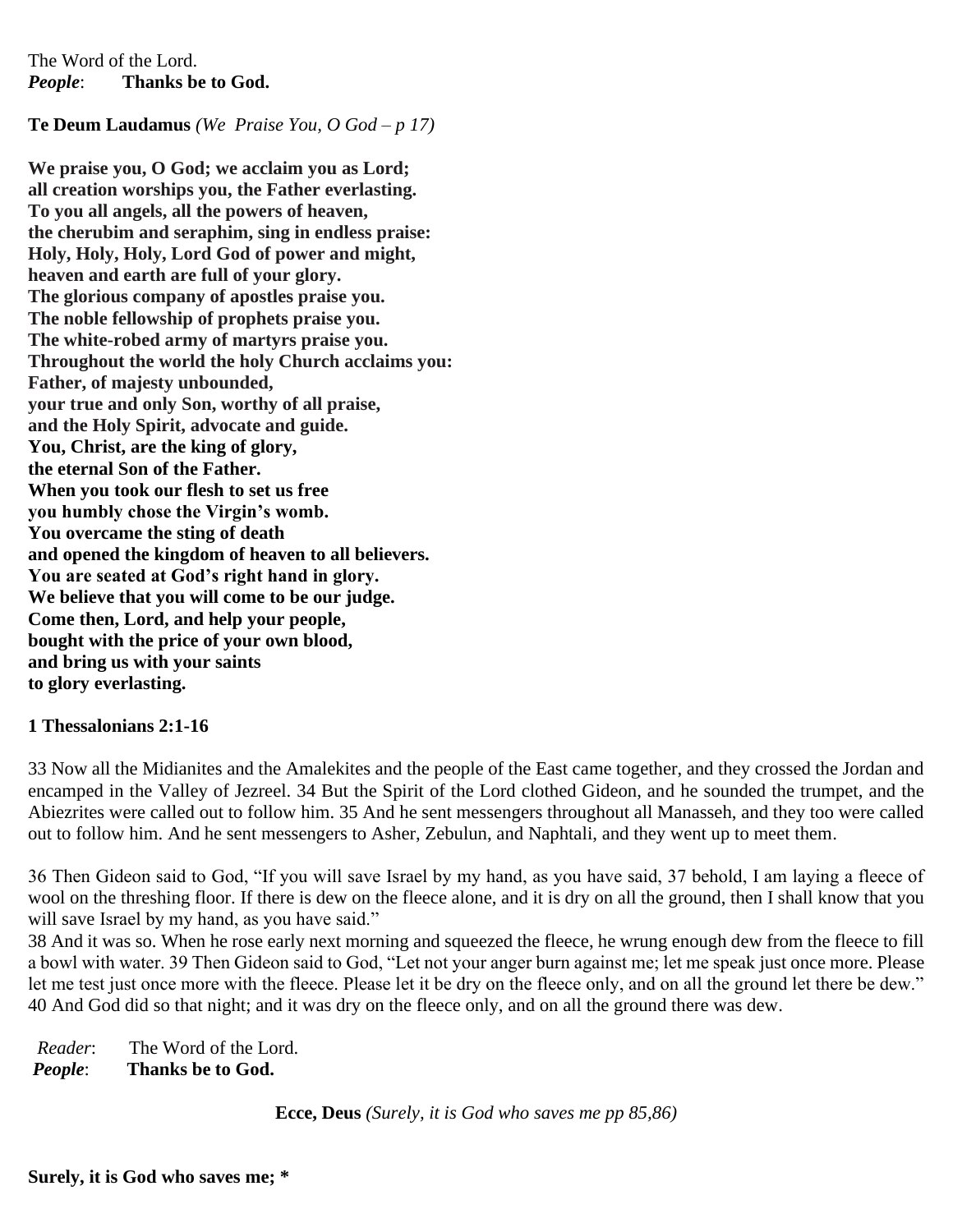The Word of the Lord.
*People*: **Thanks be to God.**

**Te Deum Laudamus** *(We Praise You, O God – p 17)*

**We praise you, O God; we acclaim you as Lord;**
**all creation worships you, the Father everlasting.**
**To you all angels, all the powers of heaven,**
**the cherubim and seraphim, sing in endless praise:**
**Holy, Holy, Holy, Lord God of power and might,**
**heaven and earth are full of your glory.**
**The glorious company of apostles praise you.**
**The noble fellowship of prophets praise you.**
**The white-robed army of martyrs praise you.**
**Throughout the world the holy Church acclaims you:**
**Father, of majesty unbounded,**
**your true and only Son, worthy of all praise,**
**and the Holy Spirit, advocate and guide.**
**You, Christ, are the king of glory,**
**the eternal Son of the Father.**
**When you took our flesh to set us free**
**you humbly chose the Virgin's womb.**
**You overcame the sting of death**
**and opened the kingdom of heaven to all believers.**
**You are seated at God's right hand in glory.**
**We believe that you will come to be our judge.**
**Come then, Lord, and help your people,**
**bought with the price of your own blood,**
**and bring us with your saints**
**to glory everlasting.**

**1 Thessalonians 2:1-16**

33 Now all the Midianites and the Amalekites and the people of the East came together, and they crossed the Jordan and encamped in the Valley of Jezreel. 34 But the Spirit of the Lord clothed Gideon, and he sounded the trumpet, and the Abiezrites were called out to follow him. 35 And he sent messengers throughout all Manasseh, and they too were called out to follow him. And he sent messengers to Asher, Zebulun, and Naphtali, and they went up to meet them.

36 Then Gideon said to God, "If you will save Israel by my hand, as you have said, 37 behold, I am laying a fleece of wool on the threshing floor. If there is dew on the fleece alone, and it is dry on all the ground, then I shall know that you will save Israel by my hand, as you have said."
38 And it was so. When he rose early next morning and squeezed the fleece, he wrung enough dew from the fleece to fill a bowl with water. 39 Then Gideon said to God, "Let not your anger burn against me; let me speak just once more. Please let me test just once more with the fleece. Please let it be dry on the fleece only, and on all the ground let there be dew." 40 And God did so that night; and it was dry on the fleece only, and on all the ground there was dew.

*Reader*: The Word of the Lord.
*People*: **Thanks be to God.**

**Ecce, Deus** *(Surely, it is God who saves me pp 85,86)*

**Surely, it is God who saves me; ***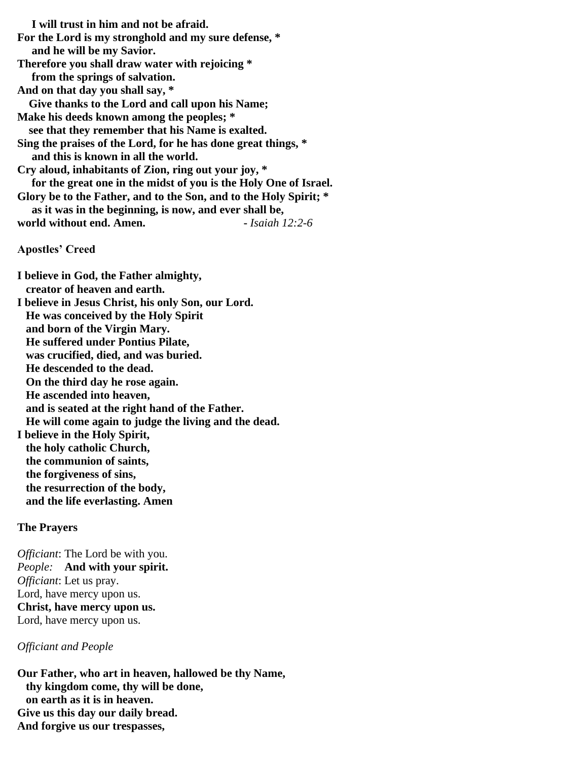**I will trust in him and not be afraid.**
**For the Lord is my stronghold and my sure defense, ***
**and he will be my Savior.**
**Therefore you shall draw water with rejoicing ***
**from the springs of salvation.**
**And on that day you shall say, ***
**Give thanks to the Lord and call upon his Name;**
**Make his deeds known among the peoples; ***
**see that they remember that his Name is exalted.**
**Sing the praises of the Lord, for he has done great things, ***
**and this is known in all the world.**
**Cry aloud, inhabitants of Zion, ring out your joy, ***
**for the great one in the midst of you is the Holy One of Israel.**
**Glory be to the Father, and to the Son, and to the Holy Spirit; ***
**as it was in the beginning, is now, and ever shall be,**
**world without end. Amen.** - *Isaiah 12:2-6*

**Apostles' Creed**

**I believe in God, the Father almighty,**
**creator of heaven and earth.**
**I believe in Jesus Christ, his only Son, our Lord.**
**He was conceived by the Holy Spirit**
**and born of the Virgin Mary.**
**He suffered under Pontius Pilate,**
**was crucified, died, and was buried.**
**He descended to the dead.**
**On the third day he rose again.**
**He ascended into heaven,**
**and is seated at the right hand of the Father.**
**He will come again to judge the living and the dead.**
**I believe in the Holy Spirit,**
**the holy catholic Church,**
**the communion of saints,**
**the forgiveness of sins,**
**the resurrection of the body,**
**and the life everlasting. Amen**

**The Prayers**

*Officiant*: The Lord be with you.
*People:* **And with your spirit.**
*Officiant*: Let us pray.
Lord, have mercy upon us.
**Christ, have mercy upon us.**
Lord, have mercy upon us.

*Officiant and People*

**Our Father, who art in heaven, hallowed be thy Name,**
**thy kingdom come, thy will be done,**
**on earth as it is in heaven.**
**Give us this day our daily bread.**
**And forgive us our trespasses,**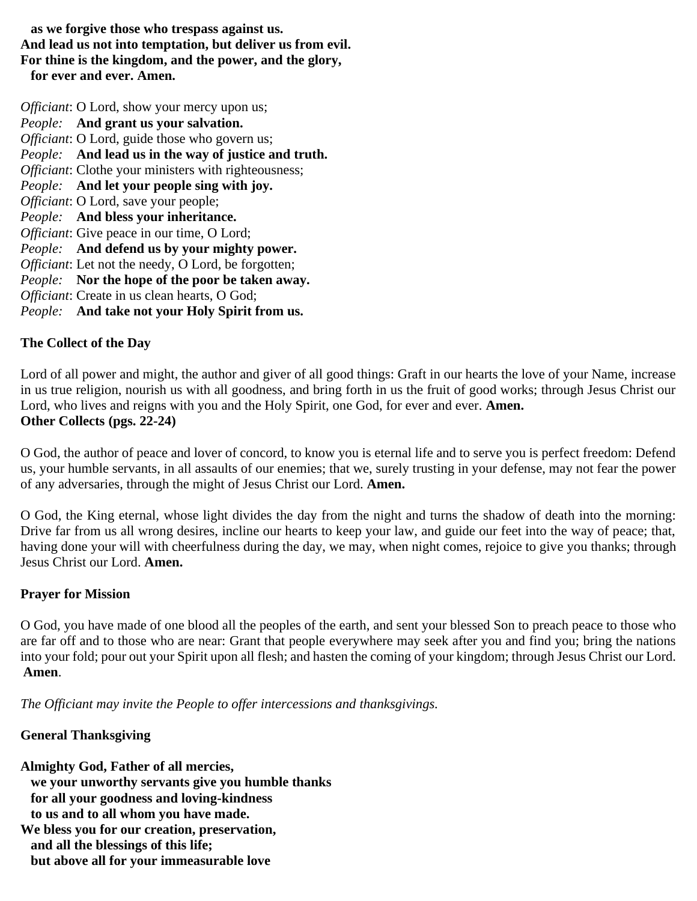**as we forgive those who trespass against us.**
**And lead us not into temptation, but deliver us from evil.**
**For thine is the kingdom, and the power, and the glory,**
**for ever and ever. Amen.**

*Officiant*: O Lord, show your mercy upon us;
*People:* **And grant us your salvation.**
*Officiant*: O Lord, guide those who govern us;
*People:* **And lead us in the way of justice and truth.**
*Officiant*: Clothe your ministers with righteousness;
*People:* **And let your people sing with joy.**
*Officiant*: O Lord, save your people;
*People:* **And bless your inheritance.**
*Officiant*: Give peace in our time, O Lord;
*People:* **And defend us by your mighty power.**
*Officiant*: Let not the needy, O Lord, be forgotten;
*People:* **Nor the hope of the poor be taken away.**
*Officiant*: Create in us clean hearts, O God;
*People:* **And take not your Holy Spirit from us.**

**The Collect of the Day**

Lord of all power and might, the author and giver of all good things: Graft in our hearts the love of your Name, increase in us true religion, nourish us with all goodness, and bring forth in us the fruit of good works; through Jesus Christ our Lord, who lives and reigns with you and the Holy Spirit, one God, for ever and ever. **Amen.**
**Other Collects (pgs. 22-24)**

O God, the author of peace and lover of concord, to know you is eternal life and to serve you is perfect freedom: Defend us, your humble servants, in all assaults of our enemies; that we, surely trusting in your defense, may not fear the power of any adversaries, through the might of Jesus Christ our Lord. **Amen.**

O God, the King eternal, whose light divides the day from the night and turns the shadow of death into the morning: Drive far from us all wrong desires, incline our hearts to keep your law, and guide our feet into the way of peace; that, having done your will with cheerfulness during the day, we may, when night comes, rejoice to give you thanks; through Jesus Christ our Lord. **Amen.**

**Prayer for Mission**

O God, you have made of one blood all the peoples of the earth, and sent your blessed Son to preach peace to those who are far off and to those who are near: Grant that people everywhere may seek after you and find you; bring the nations into your fold; pour out your Spirit upon all flesh; and hasten the coming of your kingdom; through Jesus Christ our Lord. **Amen**.

*The Officiant may invite the People to offer intercessions and thanksgivings.*

**General Thanksgiving**

**Almighty God, Father of all mercies,**
**we your unworthy servants give you humble thanks**
**for all your goodness and loving-kindness**
**to us and to all whom you have made.**
**We bless you for our creation, preservation,**
**and all the blessings of this life;**
**but above all for your immeasurable love**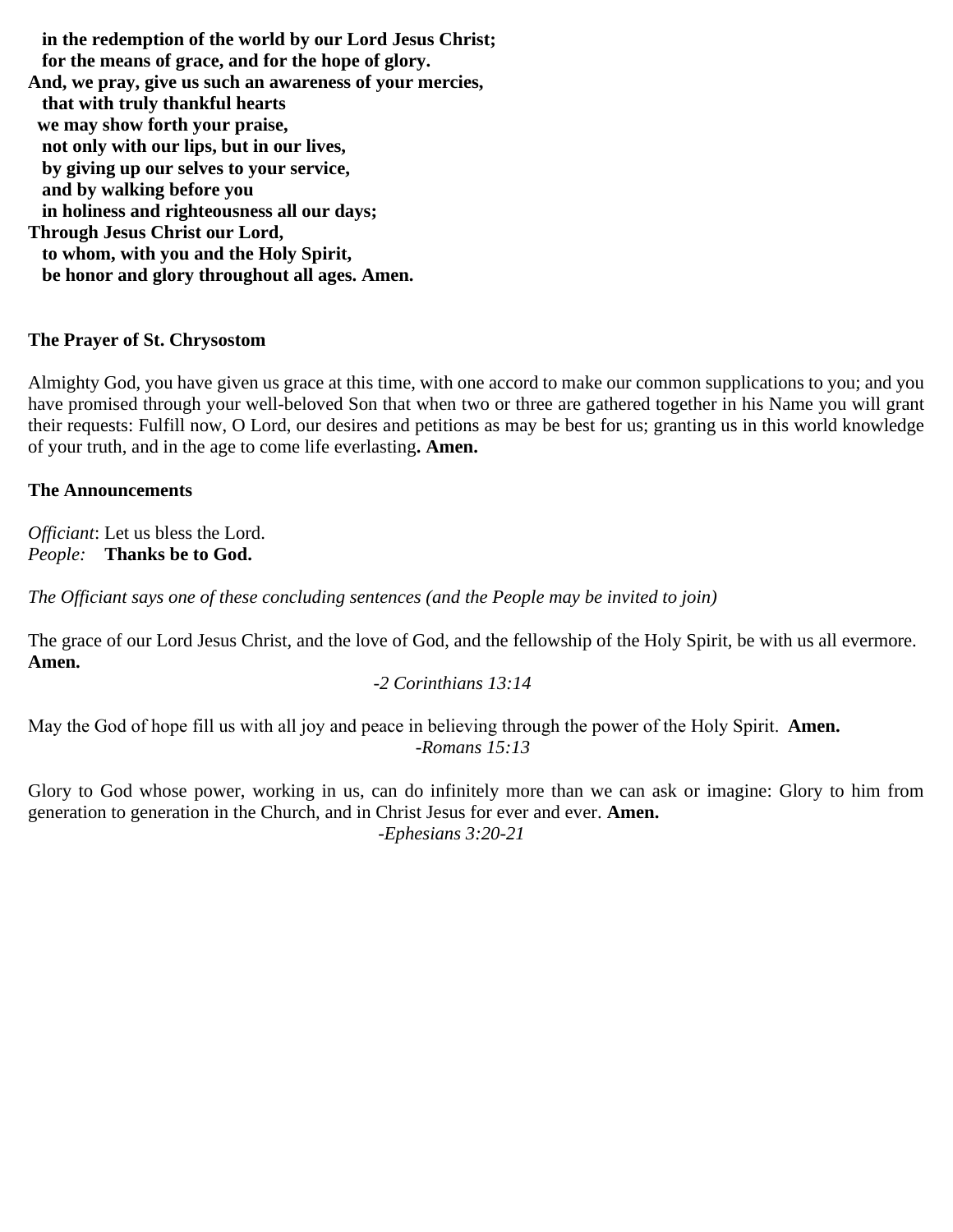**in the redemption of the world by our Lord Jesus Christ;**
**for the means of grace, and for the hope of glory.**
**And, we pray, give us such an awareness of your mercies,**
**that with truly thankful hearts**
**we may show forth your praise,**
**not only with our lips, but in our lives,**
**by giving up our selves to your service,**
**and by walking before you**
**in holiness and righteousness all our days;**
**Through Jesus Christ our Lord,**
**to whom, with you and the Holy Spirit,**
**be honor and glory throughout all ages. Amen.**

**The Prayer of St. Chrysostom**

Almighty God, you have given us grace at this time, with one accord to make our common supplications to you; and you have promised through your well-beloved Son that when two or three are gathered together in his Name you will grant their requests: Fulfill now, O Lord, our desires and petitions as may be best for us; granting us in this world knowledge of your truth, and in the age to come life everlasting**. Amen.**

**The Announcements**

*Officiant*: Let us bless the Lord.
*People:* **Thanks be to God.**

*The Officiant says one of these concluding sentences (and the People may be invited to join)*

The grace of our Lord Jesus Christ, and the love of God, and the fellowship of the Holy Spirit, be with us all evermore. **Amen.**

*-2 Corinthians 13:14*

May the God of hope fill us with all joy and peace in believing through the power of the Holy Spirit. **Amen.**

*-Romans 15:13*

Glory to God whose power, working in us, can do infinitely more than we can ask or imagine: Glory to him from generation to generation in the Church, and in Christ Jesus for ever and ever. **Amen.**

*-Ephesians 3:20-21*